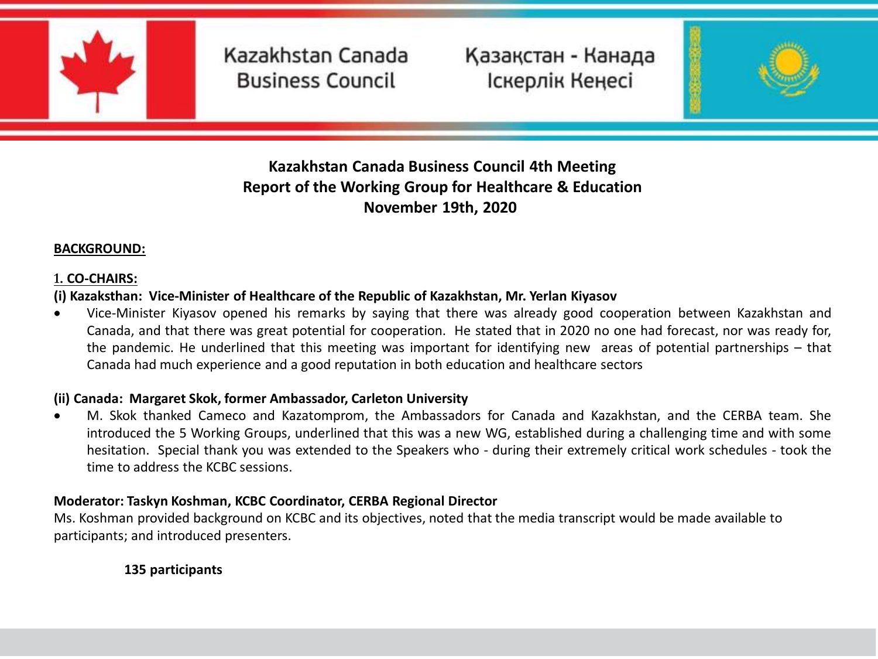Kazakhstan Canada Business Council

Қазақстан - Канада Іскерлік Кеңесі

# Kazakhstan Canada Business Council 4th Meeting
# Report of the Working Group for Healthcare & Education
# November 19th, 2020

**BACKGROUND:**

1. **CO-CHAIRS:**

**(i) Kazaksthan: Vice-Minister of Healthcare of the Republic of Kazakhstan, Mr. Yerlan Kiyasov**

- Vice-Minister Kiyasov opened his remarks by saying that there was already good cooperation between Kazakhstan and Canada, and that there was great potential for cooperation. He stated that in 2020 no one had forecast, nor was ready for, the pandemic. He underlined that this meeting was important for identifying new areas of potential partnerships – that Canada had much experience and a good reputation in both education and healthcare sectors

**(ii) Canada: Margaret Skok, former Ambassador, Carleton University**

- M. Skok thanked Cameco and Kazatomprom, the Ambassadors for Canada and Kazakhstan, and the CERBA team. She introduced the 5 Working Groups, underlined that this was a new WG, established during a challenging time and with some hesitation. Special thank you was extended to the Speakers who - during their extremely critical work schedules - took the time to address the KCBC sessions.

**Moderator: Taskyn Koshman, KCBC Coordinator, CERBA Regional Director**

Ms. Koshman provided background on KCBC and its objectives, noted that the media transcript would be made available to participants; and introduced presenters.

**135 participants**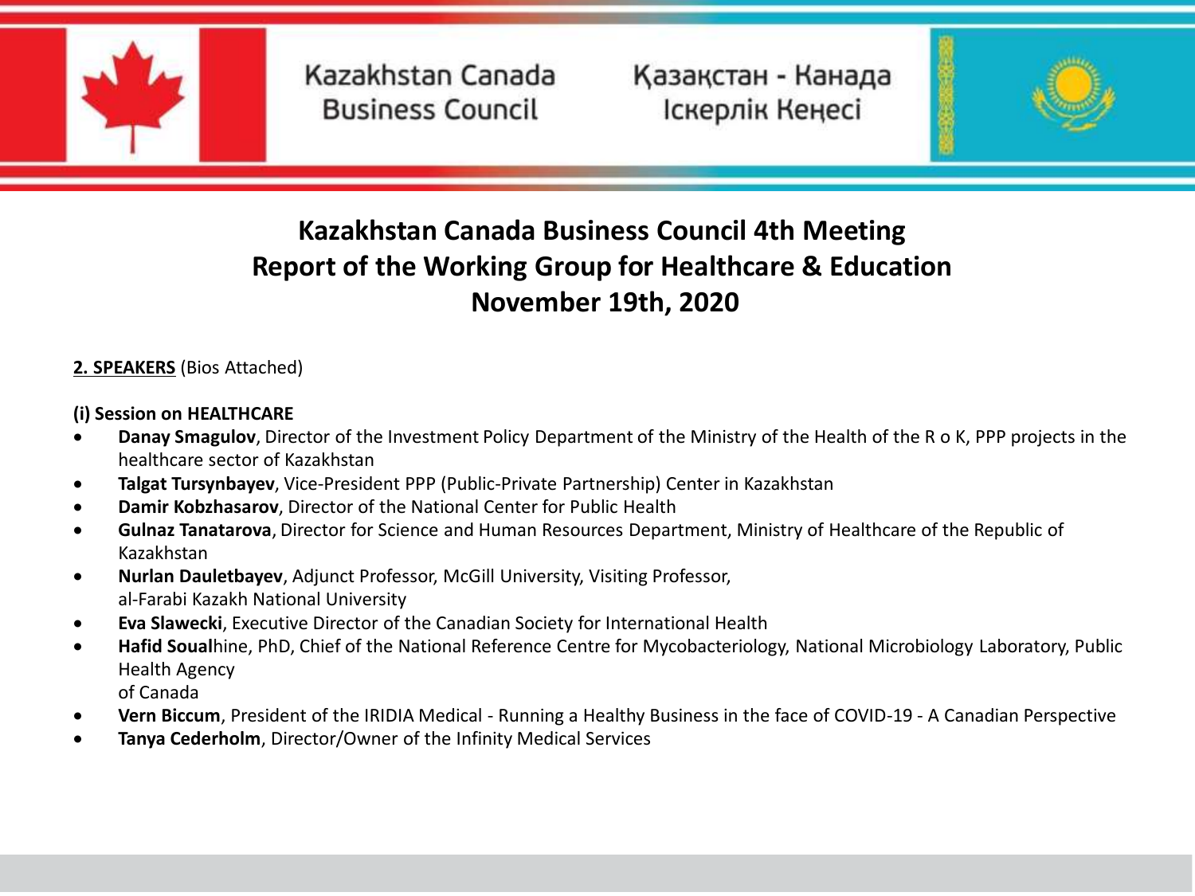Kazakhstan Canada Business Council

Қазақстан - Канада Іскерлік Кеңесі

# Kazakhstan Canada Business Council 4th Meeting
# Report of the Working Group for Healthcare & Education
# November 19th, 2020

**2. SPEAKERS** (Bios Attached)

**(i) Session on HEALTHCARE**

- **Danay Smagulov**, Director of the Investment Policy Department of the Ministry of the Health of the R o K, PPP projects in the healthcare sector of Kazakhstan
- **Talgat Tursynbayev**, Vice-President PPP (Public-Private Partnership) Center in Kazakhstan
- **Damir Kobzhasarov**, Director of the National Center for Public Health
- **Gulnaz Tanatarova**, Director for Science and Human Resources Department, Ministry of Healthcare of the Republic of Kazakhstan
- **Nurlan Dauletbayev**, Adjunct Professor, McGill University, Visiting Professor, al-Farabi Kazakh National University
- **Eva Slawecki**, Executive Director of the Canadian Society for International Health
- **Hafid Soual**hine, PhD, Chief of the National Reference Centre for Mycobacteriology, National Microbiology Laboratory, Public Health Agency of Canada
- **Vern Biccum**, President of the IRIDIA Medical - Running a Healthy Business in the face of COVID-19 - A Canadian Perspective
- **Tanya Cederholm**, Director/Owner of the Infinity Medical Services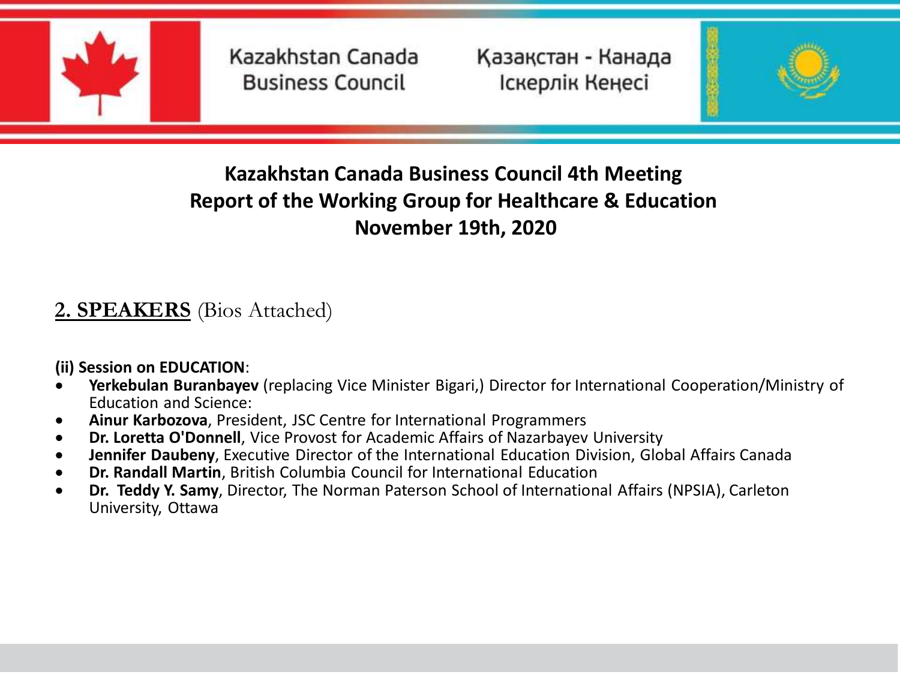Kazakhstan Canada Business Council

Қазақстан - Канада Іскерлік Кеңесі

**Kazakhstan Canada Business Council 4th Meeting**
**Report of the Working Group for Healthcare & Education**
**November 19th, 2020**

## 2. SPEAKERS (Bios Attached)

**(ii) Session on EDUCATION**:

- **Yerkebulan Buranbayev** (replacing Vice Minister Bigari,) Director for International Cooperation/Ministry of Education and Science:
- **Ainur Karbozova**, President, JSC Centre for International Programmers
- **Dr. Loretta O'Donnell**, Vice Provost for Academic Affairs of Nazarbayev University
- **Jennifer Daubeny**, Executive Director of the International Education Division, Global Affairs Canada
- **Dr. Randall Martin**, British Columbia Council for International Education
- **Dr. Teddy Y. Samy**, Director, The Norman Paterson School of International Affairs (NPSIA), Carleton University, Ottawa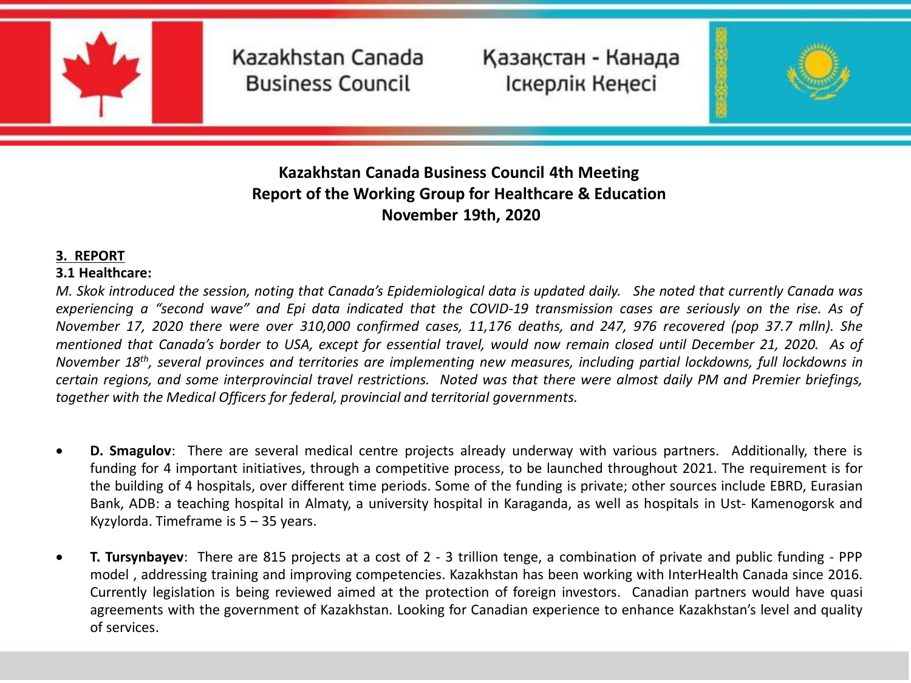**Kazakhstan Canada Business Council 4th Meeting**
**Report of the Working Group for Healthcare & Education**
**November 19th, 2020**

## 3. REPORT

### 3.1 Healthcare:

*M. Skok introduced the session, noting that Canada's Epidemiological data is updated daily. She noted that currently Canada was experiencing a "second wave" and Epi data indicated that the COVID-19 transmission cases are seriously on the rise. As of November 17, 2020 there were over 310,000 confirmed cases, 11,176 deaths, and 247, 976 recovered (pop 37.7 mlln). She mentioned that Canada's border to USA, except for essential travel, would now remain closed until December 21, 2020. As of November 18th, several provinces and territories are implementing new measures, including partial lockdowns, full lockdowns in certain regions, and some interprovincial travel restrictions. Noted was that there were almost daily PM and Premier briefings, together with the Medical Officers for federal, provincial and territorial governments.*

- **D. Smagulov**: There are several medical centre projects already underway with various partners. Additionally, there is funding for 4 important initiatives, through a competitive process, to be launched throughout 2021. The requirement is for the building of 4 hospitals, over different time periods. Some of the funding is private; other sources include EBRD, Eurasian Bank, ADB: a teaching hospital in Almaty, a university hospital in Karaganda, as well as hospitals in Ust- Kamenogorsk and Kyzylorda. Timeframe is 5 – 35 years.

- **T. Tursynbayev**: There are 815 projects at a cost of 2 - 3 trillion tenge, a combination of private and public funding - PPP model , addressing training and improving competencies. Kazakhstan has been working with InterHealth Canada since 2016. Currently legislation is being reviewed aimed at the protection of foreign investors. Canadian partners would have quasi agreements with the government of Kazakhstan. Looking for Canadian experience to enhance Kazakhstan's level and quality of services.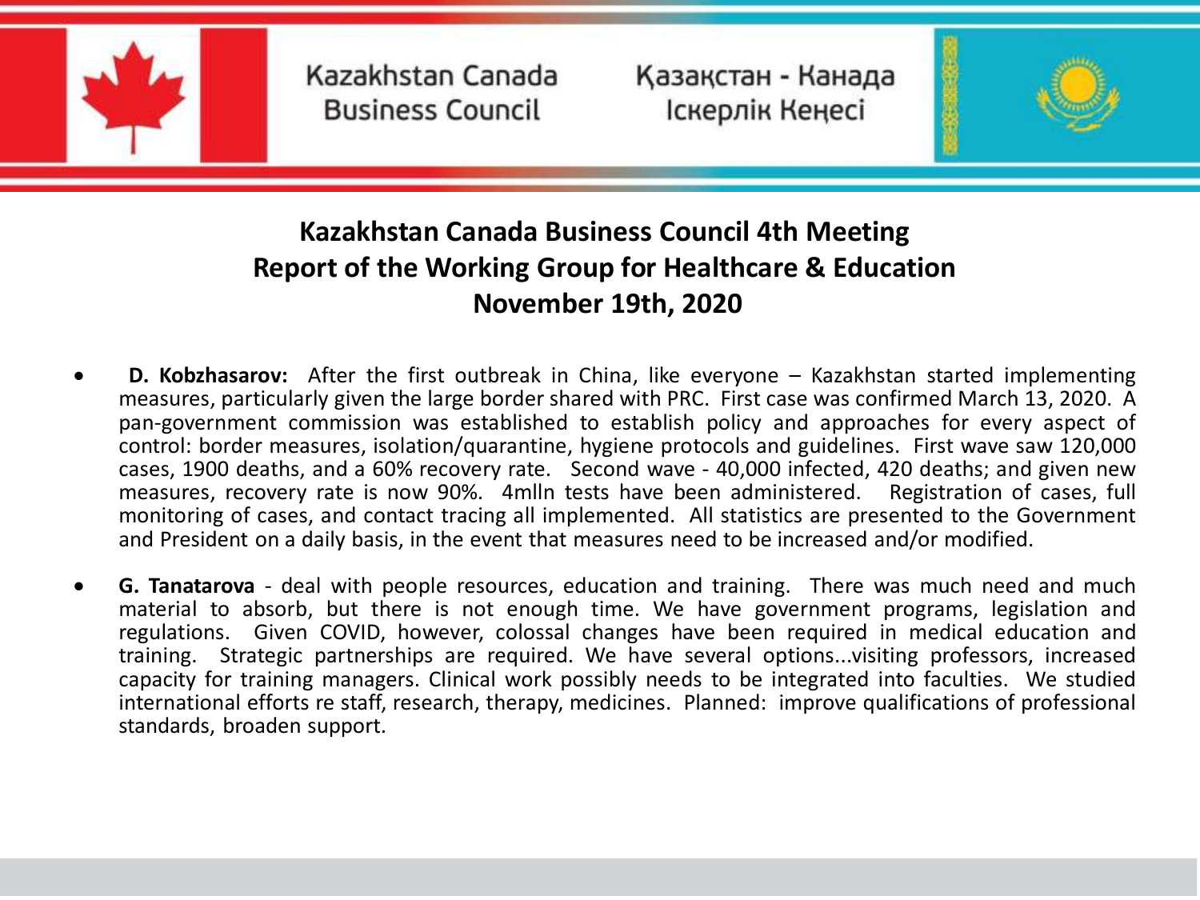Kazakhstan Canada Business Council

Қазақстан - Канада Іскерлік Кеңесі

## Kazakhstan Canada Business Council 4th Meeting
## Report of the Working Group for Healthcare & Education
## November 19th, 2020

- **D. Kobzhasarov:** After the first outbreak in China, like everyone – Kazakhstan started implementing measures, particularly given the large border shared with PRC. First case was confirmed March 13, 2020. A pan-government commission was established to establish policy and approaches for every aspect of control: border measures, isolation/quarantine, hygiene protocols and guidelines. First wave saw 120,000 cases, 1900 deaths, and a 60% recovery rate. Second wave - 40,000 infected, 420 deaths; and given new measures, recovery rate is now 90%. 4mlln tests have been administered. Registration of cases, full monitoring of cases, and contact tracing all implemented. All statistics are presented to the Government and President on a daily basis, in the event that measures need to be increased and/or modified.

- **G. Tanatarova** - deal with people resources, education and training. There was much need and much material to absorb, but there is not enough time. We have government programs, legislation and regulations. Given COVID, however, colossal changes have been required in medical education and training. Strategic partnerships are required. We have several options...visiting professors, increased capacity for training managers. Clinical work possibly needs to be integrated into faculties. We studied international efforts re staff, research, therapy, medicines. Planned: improve qualifications of professional standards, broaden support.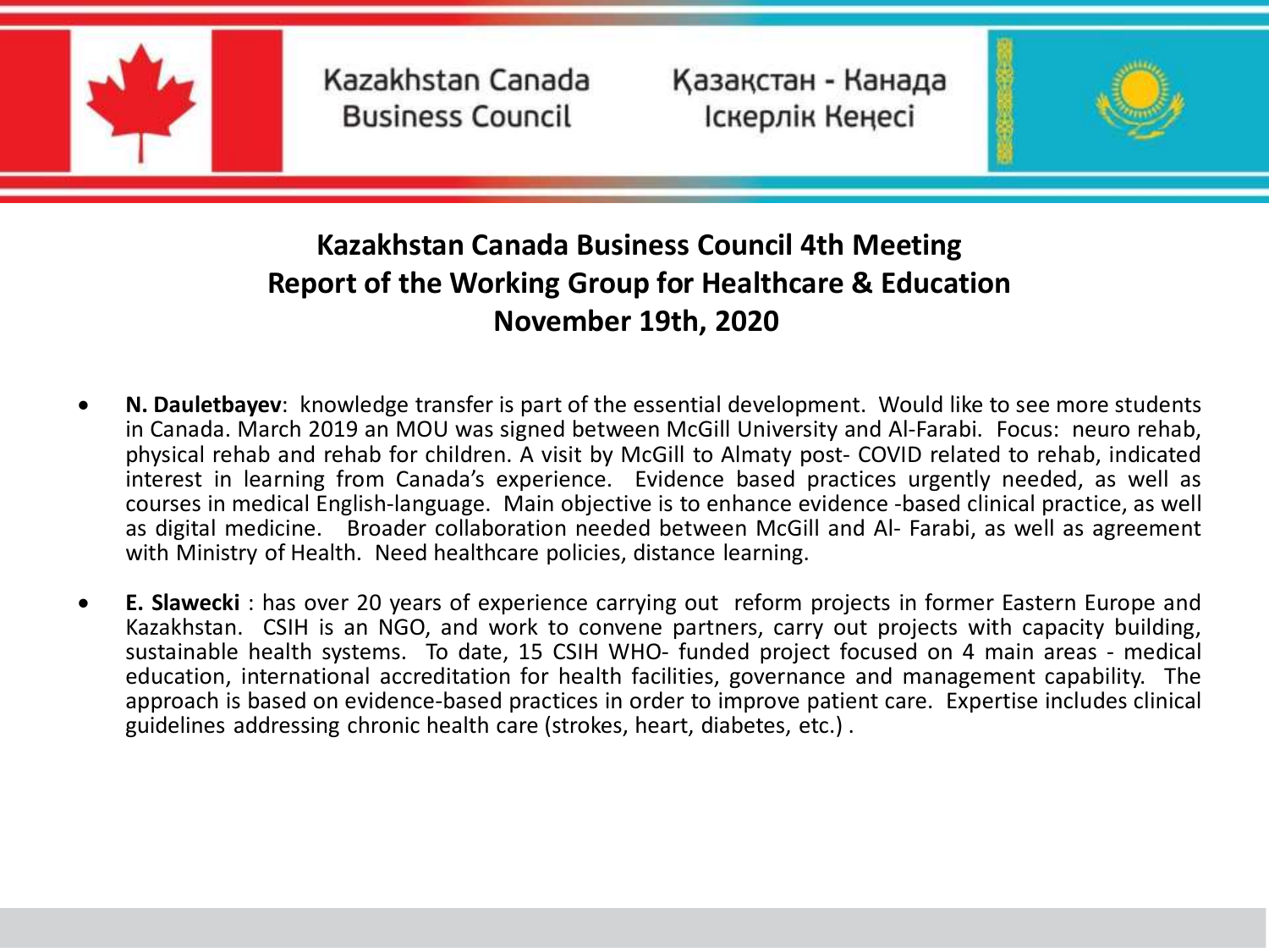# Kazakhstan Canada Business Council 4th Meeting
## Report of the Working Group for Healthcare & Education
## November 19th, 2020

- **N. Dauletbayev**: knowledge transfer is part of the essential development. Would like to see more students in Canada. March 2019 an MOU was signed between McGill University and Al-Farabi. Focus: neuro rehab, physical rehab and rehab for children. A visit by McGill to Almaty post- COVID related to rehab, indicated interest in learning from Canada's experience. Evidence based practices urgently needed, as well as courses in medical English-language. Main objective is to enhance evidence -based clinical practice, as well as digital medicine. Broader collaboration needed between McGill and Al- Farabi, as well as agreement with Ministry of Health. Need healthcare policies, distance learning.

- **E. Slawecki** : has over 20 years of experience carrying out reform projects in former Eastern Europe and Kazakhstan. CSIH is an NGO, and work to convene partners, carry out projects with capacity building, sustainable health systems. To date, 15 CSIH WHO- funded project focused on 4 main areas - medical education, international accreditation for health facilities, governance and management capability. The approach is based on evidence-based practices in order to improve patient care. Expertise includes clinical guidelines addressing chronic health care (strokes, heart, diabetes, etc.) .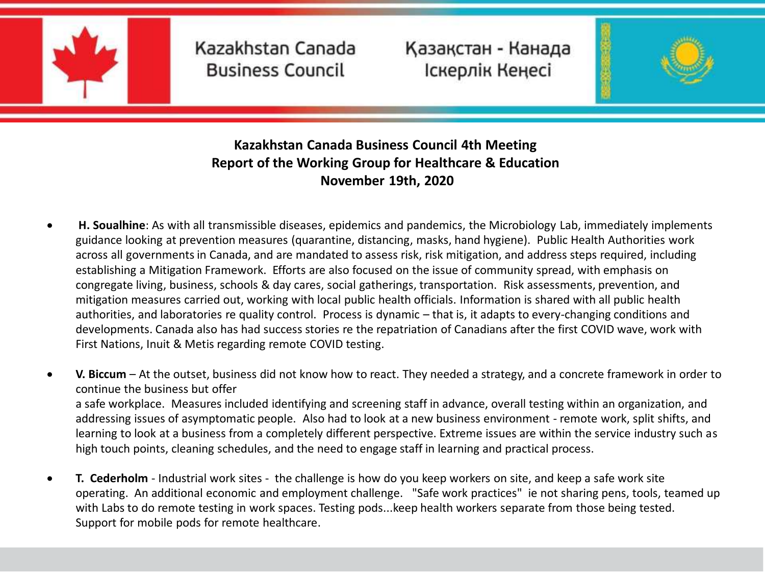Kazakhstan Canada Business Council

Қазақстан - Канада Іскерлік Кеңесі

**Kazakhstan Canada Business Council 4th Meeting**
**Report of the Working Group for Healthcare & Education**
**November 19th, 2020**

- **H. Soualhine**: As with all transmissible diseases, epidemics and pandemics, the Microbiology Lab, immediately implements guidance looking at prevention measures (quarantine, distancing, masks, hand hygiene). Public Health Authorities work across all governments in Canada, and are mandated to assess risk, risk mitigation, and address steps required, including establishing a Mitigation Framework. Efforts are also focused on the issue of community spread, with emphasis on congregate living, business, schools & day cares, social gatherings, transportation. Risk assessments, prevention, and mitigation measures carried out, working with local public health officials. Information is shared with all public health authorities, and laboratories re quality control. Process is dynamic – that is, it adapts to every-changing conditions and developments. Canada also has had success stories re the repatriation of Canadians after the first COVID wave, work with First Nations, Inuit & Metis regarding remote COVID testing.

- **V. Biccum** – At the outset, business did not know how to react. They needed a strategy, and a concrete framework in order to continue the business but offer
a safe workplace. Measures included identifying and screening staff in advance, overall testing within an organization, and addressing issues of asymptomatic people. Also had to look at a new business environment - remote work, split shifts, and learning to look at a business from a completely different perspective. Extreme issues are within the service industry such as high touch points, cleaning schedules, and the need to engage staff in learning and practical process.

- **T. Cederholm** - Industrial work sites - the challenge is how do you keep workers on site, and keep a safe work site operating. An additional economic and employment challenge. "Safe work practices" ie not sharing pens, tools, teamed up with Labs to do remote testing in work spaces. Testing pods...keep health workers separate from those being tested. Support for mobile pods for remote healthcare.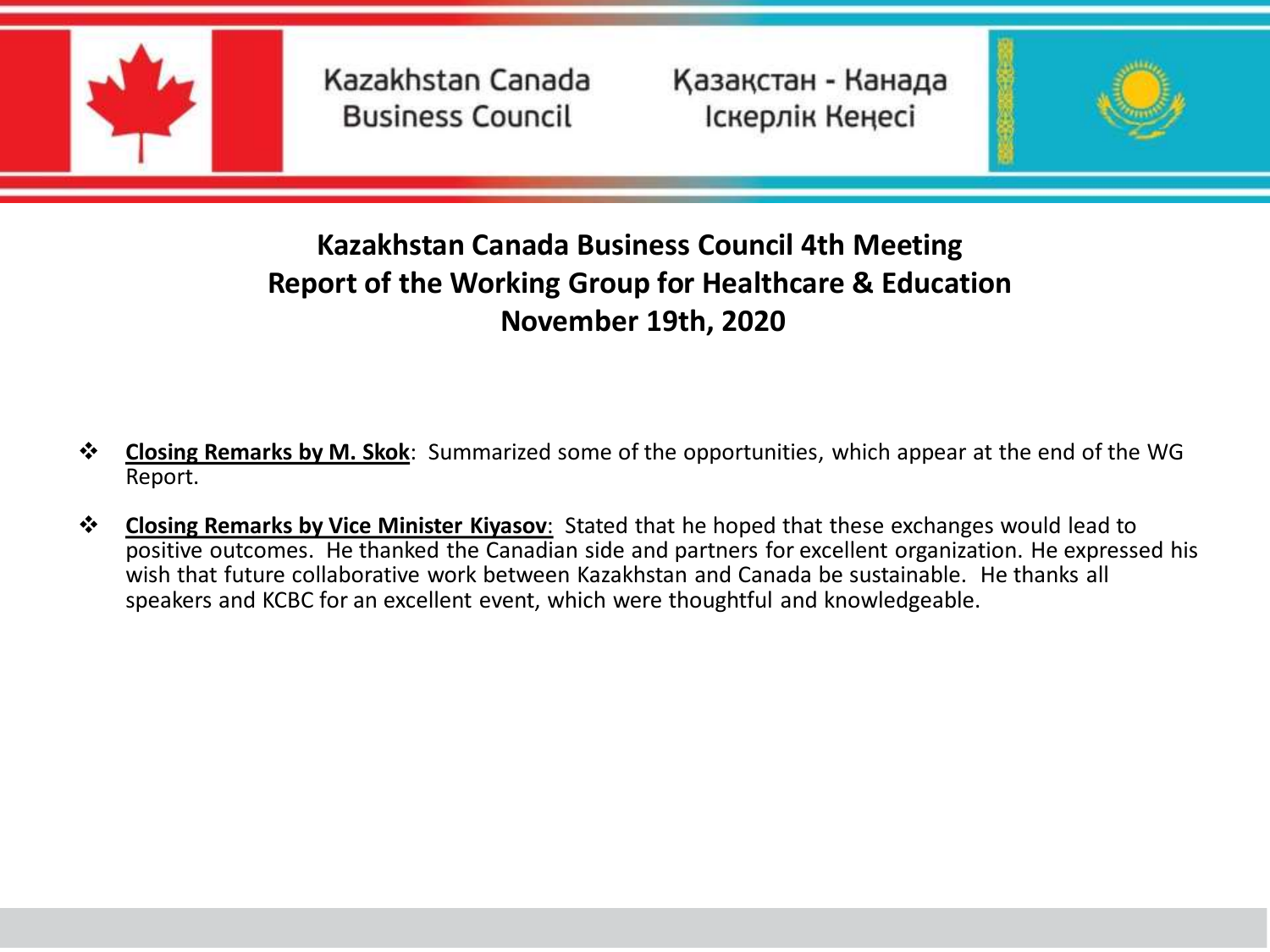Kazakhstan Canada Business Council

Қазақстан - Канада Іскерлік Кеңесі

**Kazakhstan Canada Business Council 4th Meeting**
**Report of the Working Group for Healthcare & Education**
**November 19th, 2020**

- **Closing Remarks by M. Skok**: Summarized some of the opportunities, which appear at the end of the WG Report.
- **Closing Remarks by Vice Minister Kiyasov**: Stated that he hoped that these exchanges would lead to positive outcomes. He thanked the Canadian side and partners for excellent organization. He expressed his wish that future collaborative work between Kazakhstan and Canada be sustainable. He thanks all speakers and KCBC for an excellent event, which were thoughtful and knowledgeable.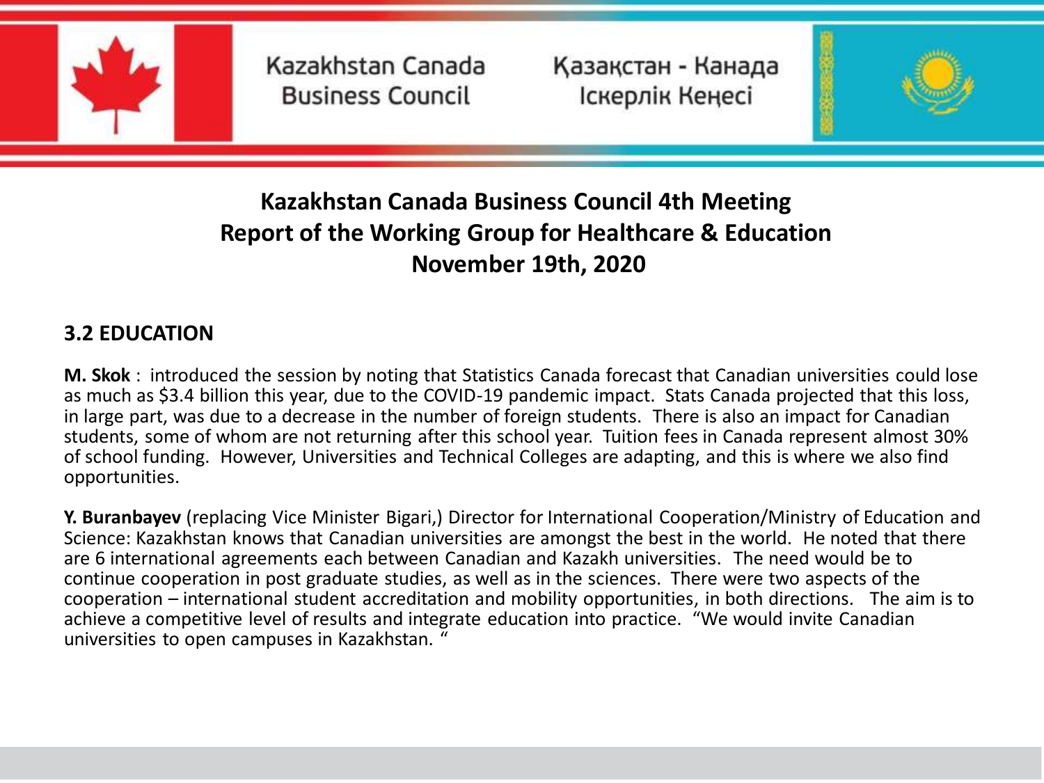# Kazakhstan Canada Business Council 4th Meeting
# Report of the Working Group for Healthcare & Education
# November 19th, 2020

## 3.2 EDUCATION

**M. Skok** : introduced the session by noting that Statistics Canada forecast that Canadian universities could lose as much as $3.4 billion this year, due to the COVID-19 pandemic impact. Stats Canada projected that this loss, in large part, was due to a decrease in the number of foreign students. There is also an impact for Canadian students, some of whom are not returning after this school year. Tuition fees in Canada represent almost 30% of school funding. However, Universities and Technical Colleges are adapting, and this is where we also find opportunities.

**Y. Buranbayev** (replacing Vice Minister Bigari,) Director for International Cooperation/Ministry of Education and Science: Kazakhstan knows that Canadian universities are amongst the best in the world. He noted that there are 6 international agreements each between Canadian and Kazakh universities. The need would be to continue cooperation in post graduate studies, as well as in the sciences. There were two aspects of the cooperation – international student accreditation and mobility opportunities, in both directions. The aim is to achieve a competitive level of results and integrate education into practice. "We would invite Canadian universities to open campuses in Kazakhstan. "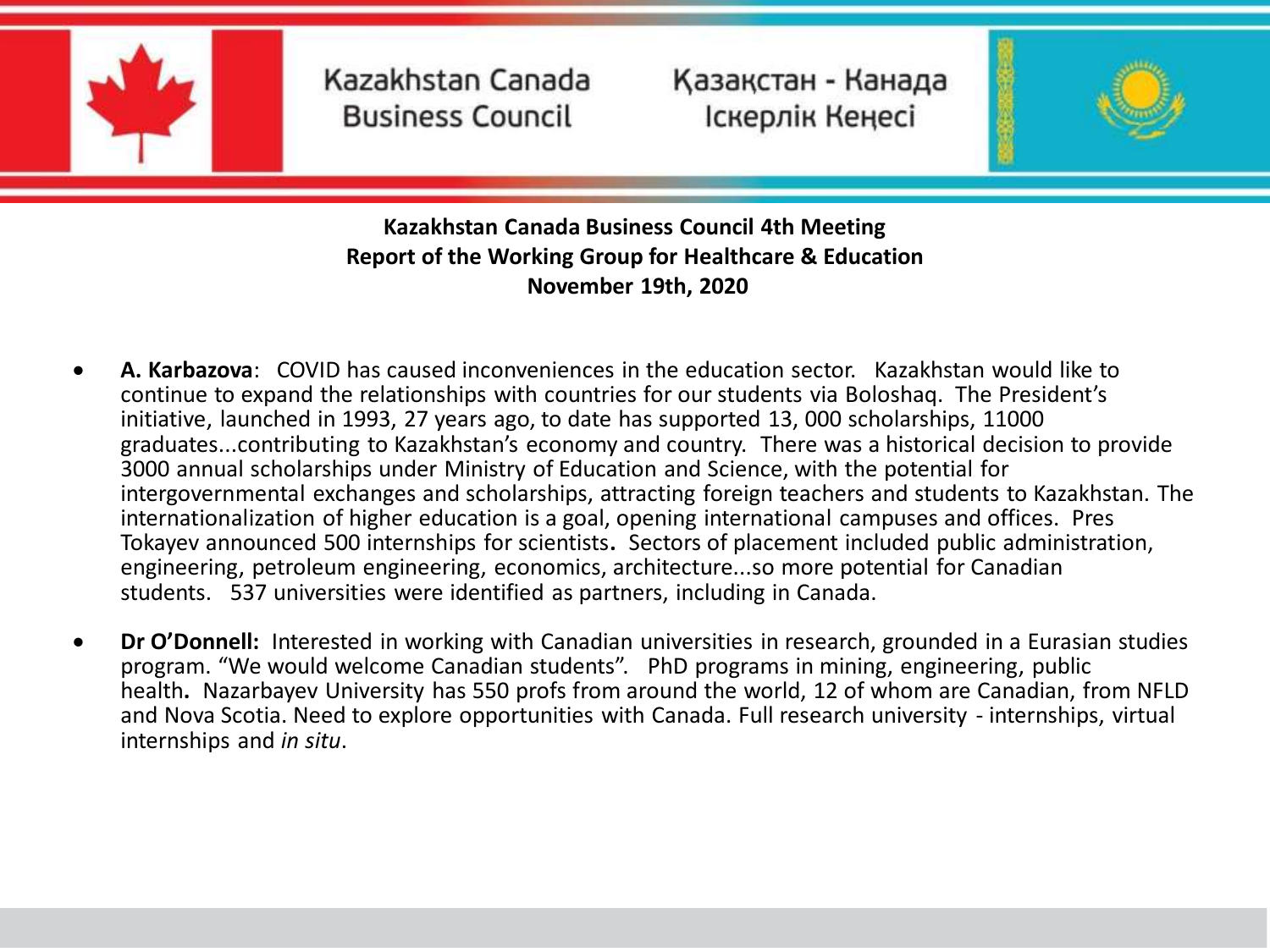Kazakhstan Canada Business Council

Қазақстан - Канада Іскерлік Кеңесі

**Kazakhstan Canada Business Council 4th Meeting**
**Report of the Working Group for Healthcare & Education**
**November 19th, 2020**

- **A. Karbazova**: COVID has caused inconveniences in the education sector. Kazakhstan would like to continue to expand the relationships with countries for our students via Boloshaq. The President's initiative, launched in 1993, 27 years ago, to date has supported 13, 000 scholarships, 11000 graduates...contributing to Kazakhstan's economy and country. There was a historical decision to provide 3000 annual scholarships under Ministry of Education and Science, with the potential for intergovernmental exchanges and scholarships, attracting foreign teachers and students to Kazakhstan. The internationalization of higher education is a goal, opening international campuses and offices. Pres Tokayev announced 500 internships for scientists**.** Sectors of placement included public administration, engineering, petroleum engineering, economics, architecture...so more potential for Canadian students. 537 universities were identified as partners, including in Canada.
- **Dr O'Donnell:** Interested in working with Canadian universities in research, grounded in a Eurasian studies program. "We would welcome Canadian students". PhD programs in mining, engineering, public health**.** Nazarbayev University has 550 profs from around the world, 12 of whom are Canadian, from NFLD and Nova Scotia. Need to explore opportunities with Canada. Full research university - internships, virtual internships and *in situ*.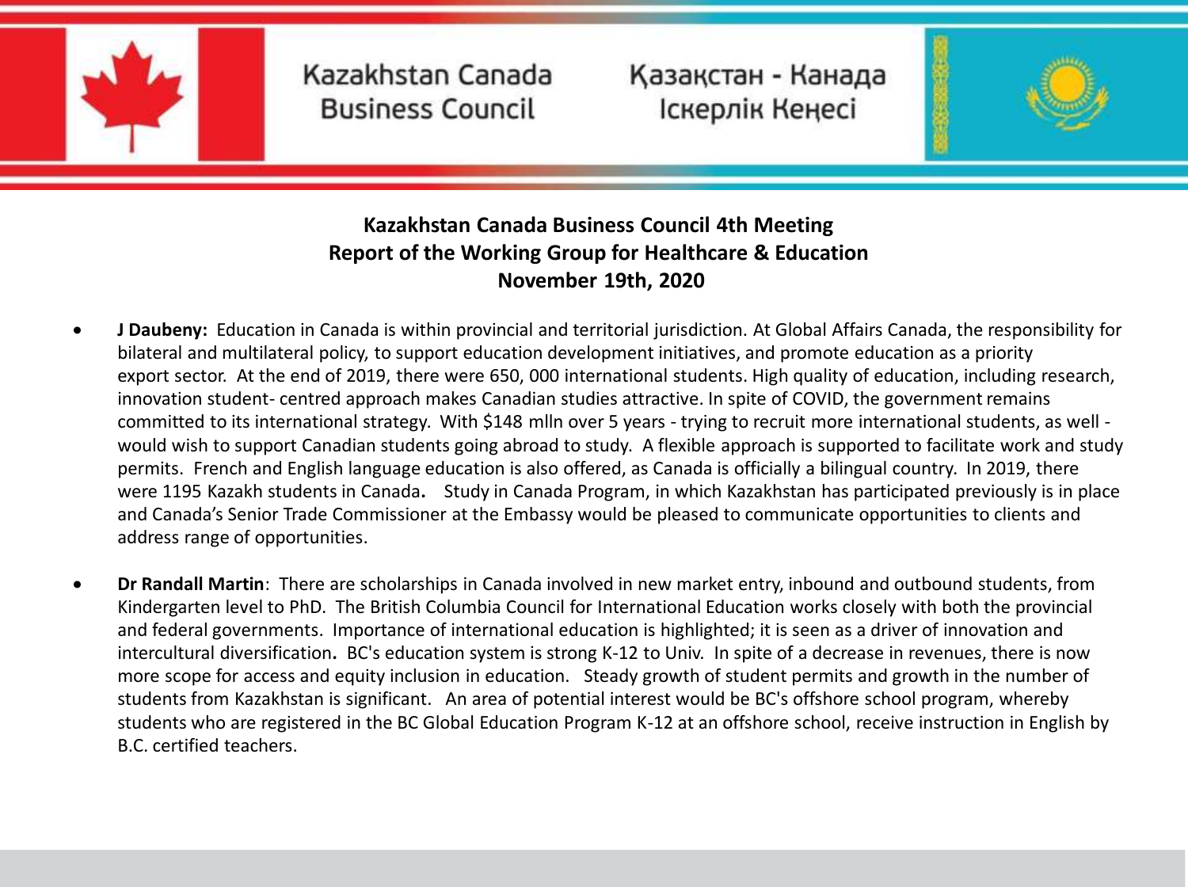Kazakhstan Canada Business Council

Қазақстан - Канада Іскерлік Кеңесі

## Kazakhstan Canada Business Council 4th Meeting
## Report of the Working Group for Healthcare & Education
## November 19th, 2020

- **J Daubeny:** Education in Canada is within provincial and territorial jurisdiction. At Global Affairs Canada, the responsibility for bilateral and multilateral policy, to support education development initiatives, and promote education as a priority export sector. At the end of 2019, there were 650, 000 international students. High quality of education, including research, innovation student- centred approach makes Canadian studies attractive. In spite of COVID, the government remains committed to its international strategy. With $148 mlln over 5 years - trying to recruit more international students, as well - would wish to support Canadian students going abroad to study. A flexible approach is supported to facilitate work and study permits. French and English language education is also offered, as Canada is officially a bilingual country. In 2019, there were 1195 Kazakh students in Canada**.** Study in Canada Program, in which Kazakhstan has participated previously is in place and Canada's Senior Trade Commissioner at the Embassy would be pleased to communicate opportunities to clients and address range of opportunities.

- **Dr Randall Martin**: There are scholarships in Canada involved in new market entry, inbound and outbound students, from Kindergarten level to PhD. The British Columbia Council for International Education works closely with both the provincial and federal governments. Importance of international education is highlighted; it is seen as a driver of innovation and intercultural diversification**.** BC's education system is strong K-12 to Univ. In spite of a decrease in revenues, there is now more scope for access and equity inclusion in education. Steady growth of student permits and growth in the number of students from Kazakhstan is significant. An area of potential interest would be BC's offshore school program, whereby students who are registered in the BC Global Education Program K-12 at an offshore school, receive instruction in English by B.C. certified teachers.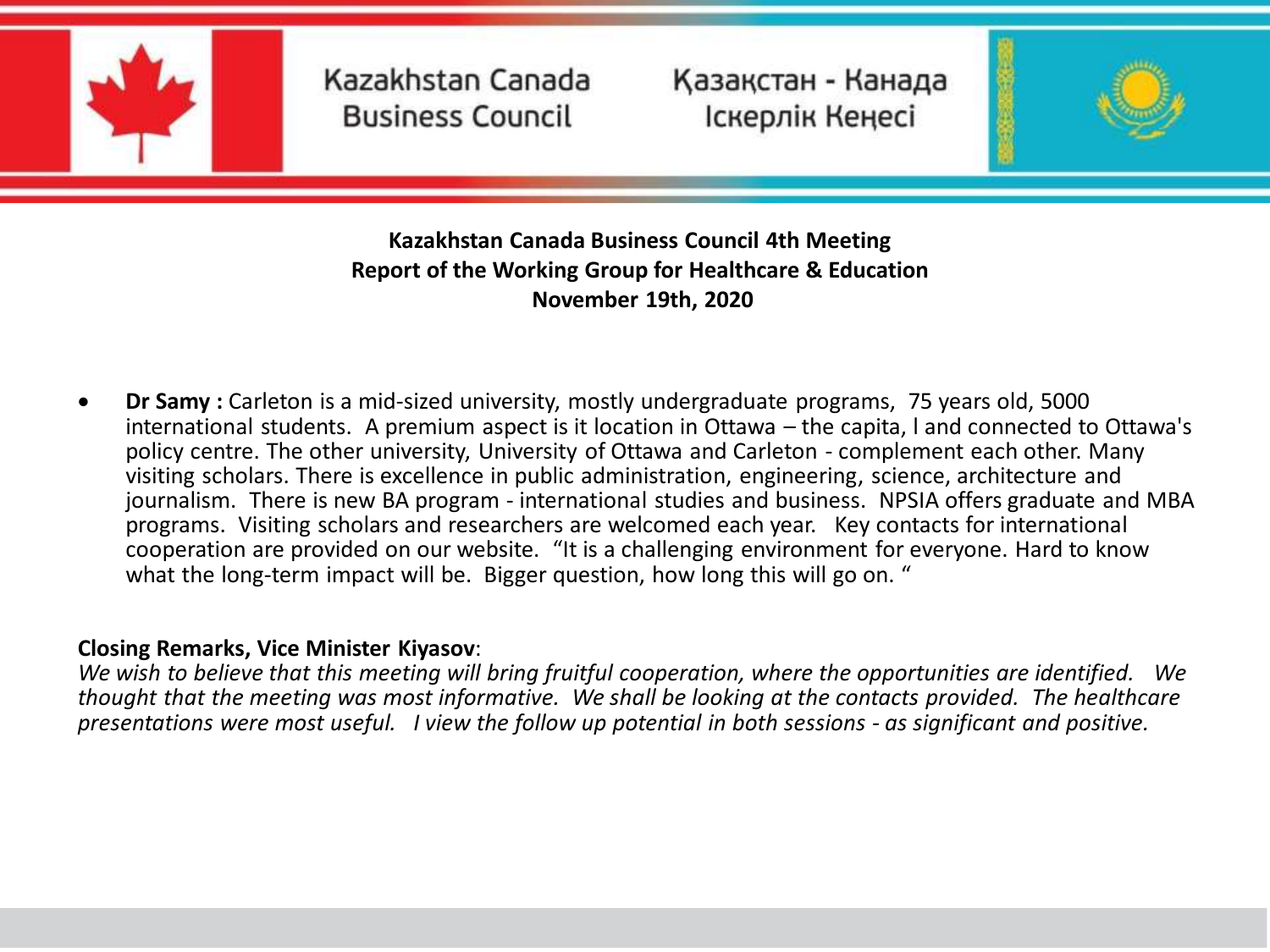Kazakhstan Canada Business Council

Қазақстан - Канада Іскерлік Кеңесі

**Kazakhstan Canada Business Council 4th Meeting**
**Report of the Working Group for Healthcare & Education**
**November 19th, 2020**

- **Dr Samy :** Carleton is a mid-sized university, mostly undergraduate programs, 75 years old, 5000 international students. A premium aspect is it location in Ottawa – the capita, l and connected to Ottawa's policy centre. The other university, University of Ottawa and Carleton - complement each other. Many visiting scholars. There is excellence in public administration, engineering, science, architecture and journalism. There is new BA program - international studies and business. NPSIA offers graduate and MBA programs. Visiting scholars and researchers are welcomed each year. Key contacts for international cooperation are provided on our website. "It is a challenging environment for everyone. Hard to know what the long-term impact will be. Bigger question, how long this will go on. "

**Closing Remarks, Vice Minister Kiyasov**:
*We wish to believe that this meeting will bring fruitful cooperation, where the opportunities are identified. We thought that the meeting was most informative. We shall be looking at the contacts provided. The healthcare presentations were most useful. I view the follow up potential in both sessions - as significant and positive.*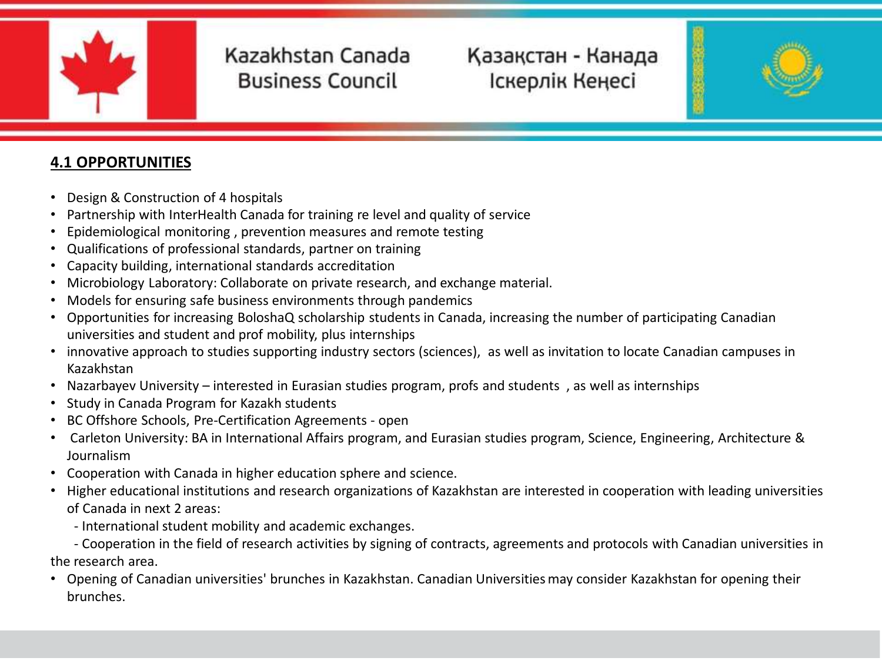## 4.1 OPPORTUNITIES

- Design & Construction of 4 hospitals
- Partnership with InterHealth Canada for training re level and quality of service
- Epidemiological monitoring , prevention measures and remote testing
- Qualifications of professional standards, partner on training
- Capacity building, international standards accreditation
- Microbiology Laboratory: Collaborate on private research, and exchange material.
- Models for ensuring safe business environments through pandemics
- Opportunities for increasing BoloshaQ scholarship students in Canada, increasing the number of participating Canadian universities and student and prof mobility, plus internships
- innovative approach to studies supporting industry sectors (sciences), as well as invitation to locate Canadian campuses in Kazakhstan
- Nazarbayev University – interested in Eurasian studies program, profs and students , as well as internships
- Study in Canada Program for Kazakh students
- BC Offshore Schools, Pre-Certification Agreements - open
- Carleton University: BA in International Affairs program, and Eurasian studies program, Science, Engineering, Architecture & Journalism
- Cooperation with Canada in higher education sphere and science.
- Higher educational institutions and research organizations of Kazakhstan are interested in cooperation with leading universities of Canada in next 2 areas:
  - International student mobility and academic exchanges.
  - Cooperation in the field of research activities by signing of contracts, agreements and protocols with Canadian universities in the research area.
- Opening of Canadian universities' brunches in Kazakhstan. Canadian Universities may consider Kazakhstan for opening their brunches.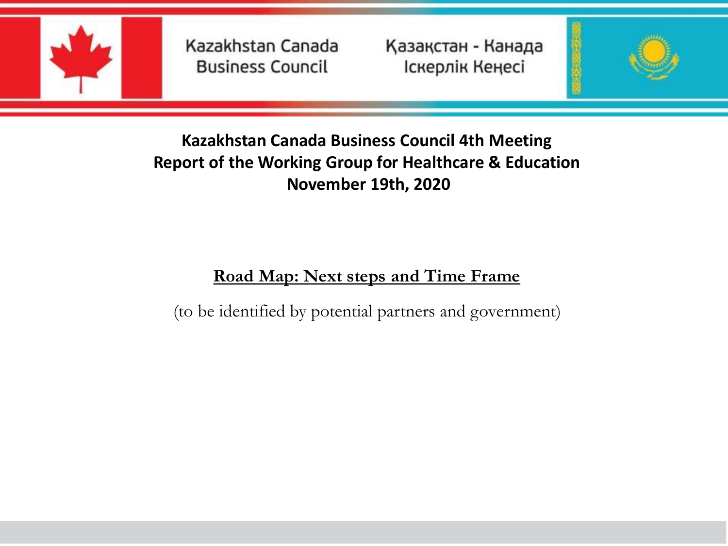Kazakhstan Canada Business Council

Қазақстан - Канада Іскерлік Кеңесі

**Kazakhstan Canada Business Council 4th Meeting**
**Report of the Working Group for Healthcare & Education**
**November 19th, 2020**

## Road Map: Next steps and Time Frame

(to be identified by potential partners and government)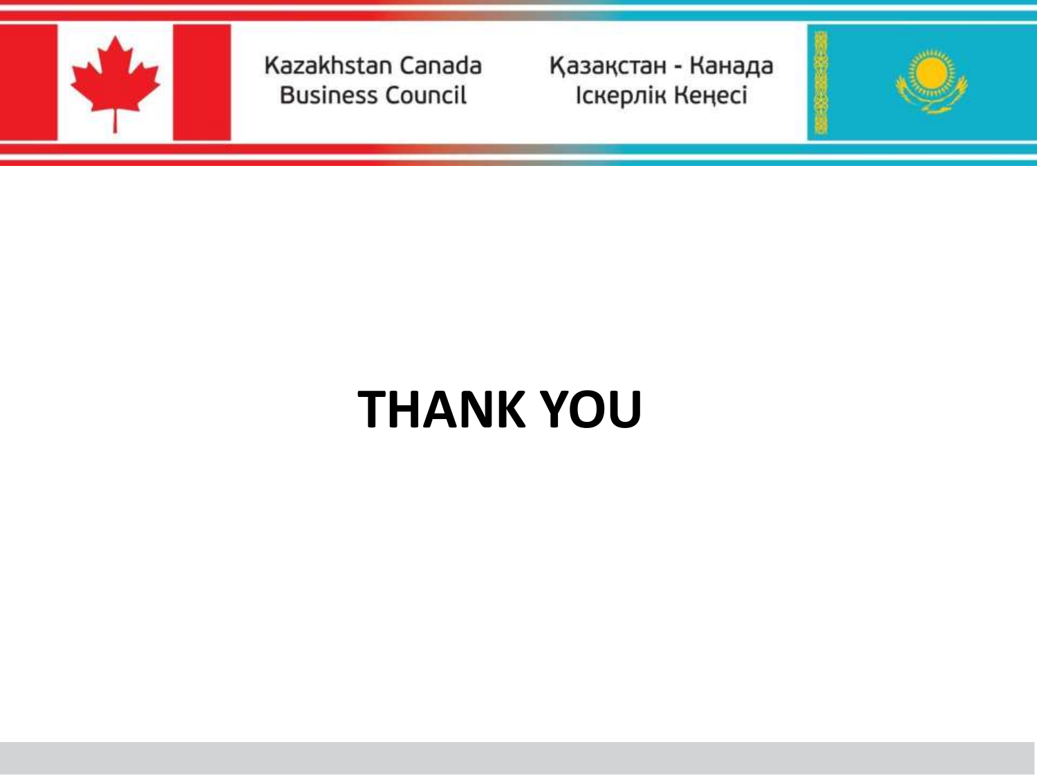Kazakhstan Canada Business Council

Қазақстан - Канада Іскерлік Кеңесі

# THANK YOU